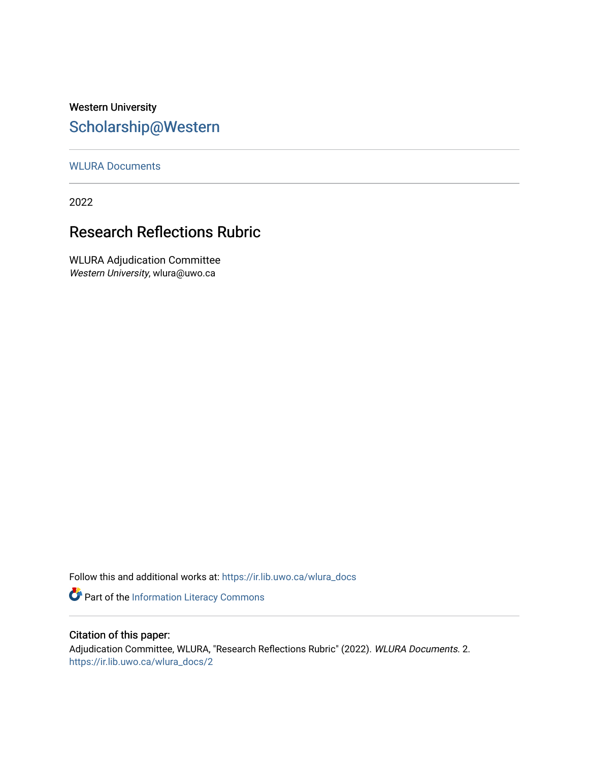Western University

# Scholarship@Western

WLURA Documents

2022

## Research Reflections Rubric

WLURA Adjudication Committee
*Western University*, wlura@uwo.ca

Follow this and additional works at: https://ir.lib.uwo.ca/wlura_docs

Part of the Information Literacy Commons

### Citation of this paper:

Adjudication Committee, WLURA, "Research Reflections Rubric" (2022). *WLURA Documents*. 2.
https://ir.lib.uwo.ca/wlura_docs/2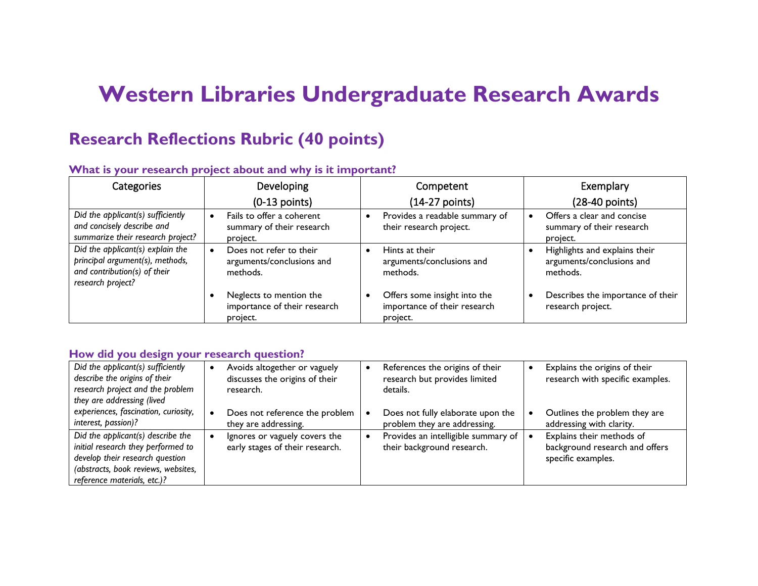# Western Libraries Undergraduate Research Awards

## Research Reflections Rubric (40 points)

### What is your research project about and why is it important?

| Categories | Developing (0-13 points) | Competent (14-27 points) | Exemplary (28-40 points) |
|---|---|---|---|
| *Did the applicant(s) sufficiently and concisely describe and summarize their research project?* | • Fails to offer a coherent summary of their research project. | • Provides a readable summary of their research project. | • Offers a clear and concise summary of their research project. |
| *Did the applicant(s) explain the principal argument(s), methods, and contribution(s) of their research project?* | • Does not refer to their arguments/conclusions and methods.<br>• Neglects to mention the importance of their research project. | • Hints at their arguments/conclusions and methods.<br>• Offers some insight into the importance of their research project. | • Highlights and explains their arguments/conclusions and methods.<br>• Describes the importance of their research project. |

### How did you design your research question?

| Categories | Developing (0-13 points) | Competent (14-27 points) | Exemplary (28-40 points) |
|---|---|---|---|
| *Did the applicant(s) sufficiently describe the origins of their research project and the problem they are addressing (lived experiences, fascination, curiosity, interest, passion)?* | • Avoids altogether or vaguely discusses the origins of their research.<br>• Does not reference the problem they are addressing. | • References the origins of their research but provides limited details.<br>• Does not fully elaborate upon the problem they are addressing. | • Explains the origins of their research with specific examples.<br>• Outlines the problem they are addressing with clarity. |
| *Did the applicant(s) describe the initial research they performed to develop their research question (abstracts, book reviews, websites, reference materials, etc.)?* | • Ignores or vaguely covers the early stages of their research. | • Provides an intelligible summary of their background research. | • Explains their methods of background research and offers specific examples. |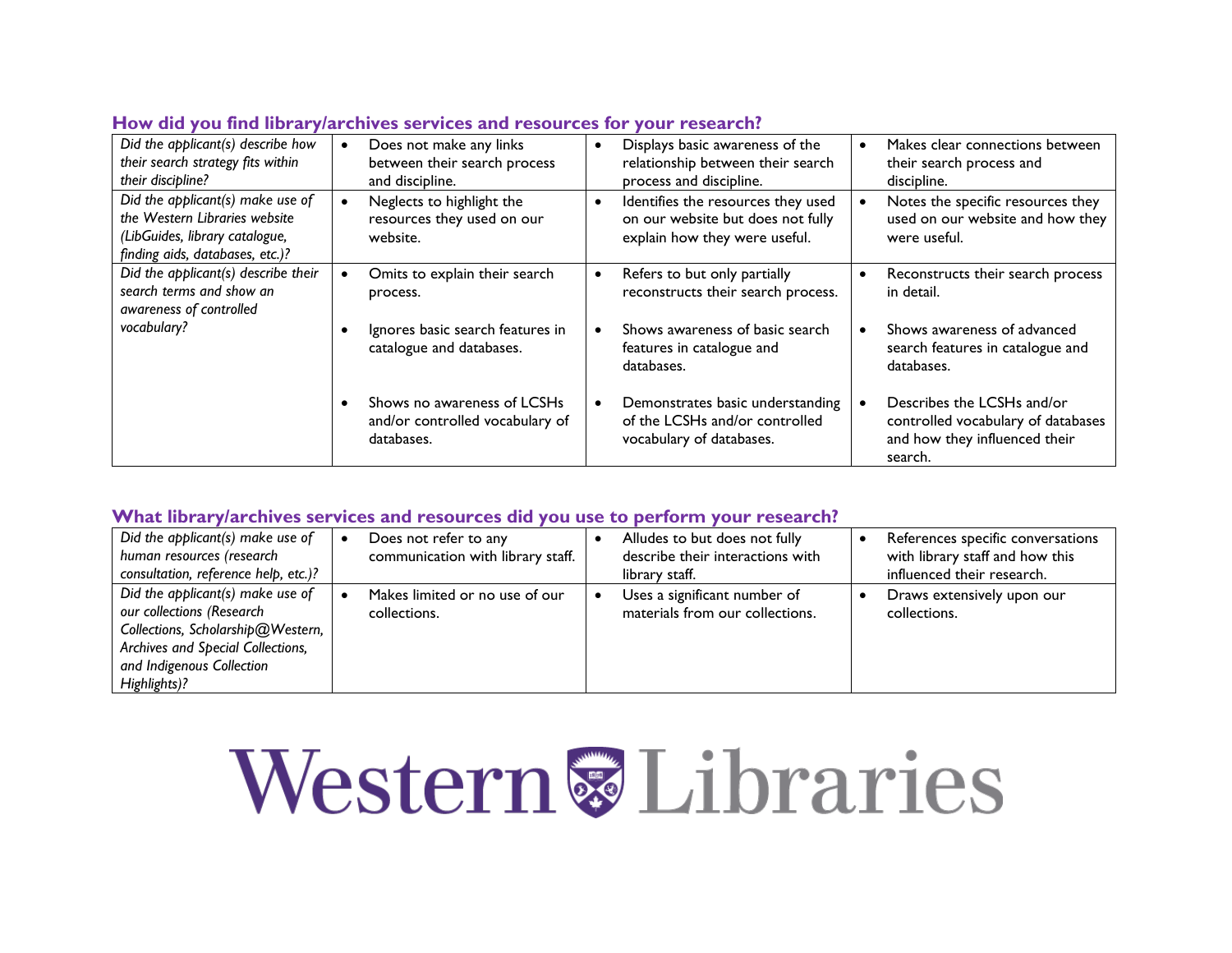## How did you find library/archives services and resources for your research?

| | | | |
|---|---|---|---|
| *Did the applicant(s) describe how their search strategy fits within their discipline?* | • Does not make any links between their search process and discipline. | • Displays basic awareness of the relationship between their search process and discipline. | • Makes clear connections between their search process and discipline. |
| *Did the applicant(s) make use of the Western Libraries website (LibGuides, library catalogue, finding aids, databases, etc.)?* | • Neglects to highlight the resources they used on our website. | • Identifies the resources they used on our website but does not fully explain how they were useful. | • Notes the specific resources they used on our website and how they were useful. |
| *Did the applicant(s) describe their search terms and show an awareness of controlled vocabulary?* | • Omits to explain their search process.<br><br>• Ignores basic search features in catalogue and databases.<br><br>• Shows no awareness of LCSHs and/or controlled vocabulary of databases. | • Refers to but only partially reconstructs their search process.<br><br>• Shows awareness of basic search features in catalogue and databases.<br><br>• Demonstrates basic understanding of the LCSHs and/or controlled vocabulary of databases. | • Reconstructs their search process in detail.<br><br>• Shows awareness of advanced search features in catalogue and databases.<br><br>• Describes the LCSHs and/or controlled vocabulary of databases and how they influenced their search. |

## What library/archives services and resources did you use to perform your research?

| | | | |
|---|---|---|---|
| *Did the applicant(s) make use of human resources (research consultation, reference help, etc.)?* | • Does not refer to any communication with library staff. | • Alludes to but does not fully describe their interactions with library staff. | • References specific conversations with library staff and how this influenced their research. |
| *Did the applicant(s) make use of our collections (Research Collections, Scholarship@Western, Archives and Special Collections, and Indigenous Collection Highlights)?* | • Makes limited or no use of our collections. | • Uses a significant number of materials from our collections. | • Draws extensively upon our collections. |

Western Libraries